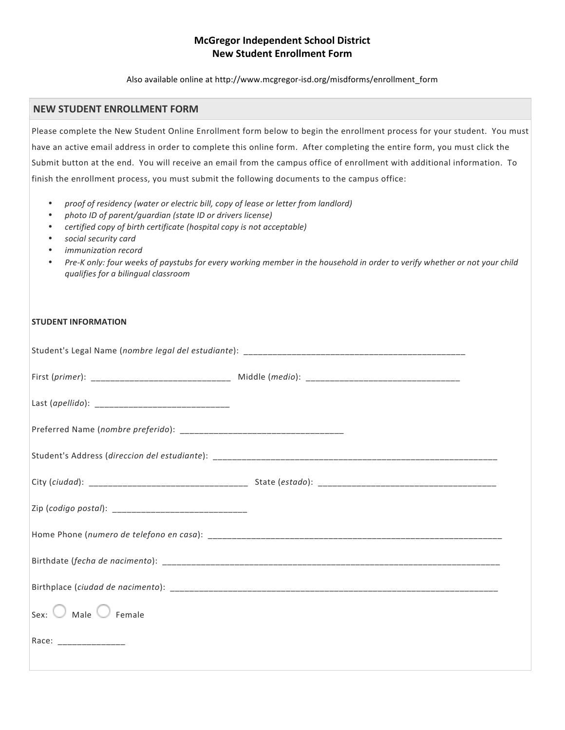**McGregor Independent School District**
**New Student Enrollment Form**

Also available online at http://www.mcgregor-isd.org/misdforms/enrollment_form

## NEW STUDENT ENROLLMENT FORM

Please complete the New Student Online Enrollment form below to begin the enrollment process for your student. You must have an active email address in order to complete this online form. After completing the entire form, you must click the Submit button at the end. You will receive an email from the campus office of enrollment with additional information. To finish the enrollment process, you must submit the following documents to the campus office:

- *proof of residency (water or electric bill, copy of lease or letter from landlord)*
- *photo ID of parent/guardian (state ID or drivers license)*
- *certified copy of birth certificate (hospital copy is not acceptable)*
- *social security card*
- *immunization record*
- *Pre-K only: four weeks of paystubs for every working member in the household in order to verify whether or not your child qualifies for a bilingual classroom*

**STUDENT INFORMATION**

Student's Legal Name (*nombre legal del estudiante*): _______________________________________________

First (*primer*): _____________________________ Middle (*medio*): ________________________________

Last (*apellido*): ____________________________

Preferred Name (*nombre preferido*): __________________________________

Student's Address (*direccion del estudiante*): ______________________________________________________________

City (*ciudad*): _________________________________ State (*estado*): ______________________________________

Zip (*codigo postal*): ____________________________

Home Phone (*numero de telefono en casa*): ______________________________________________________________

Birthdate (*fecha de nacimento*): ________________________________________________________________________

Birthplace (*ciudad de nacimento*): ______________________________________________________________________

Sex: ◯ Male ◯ Female

Race: ______________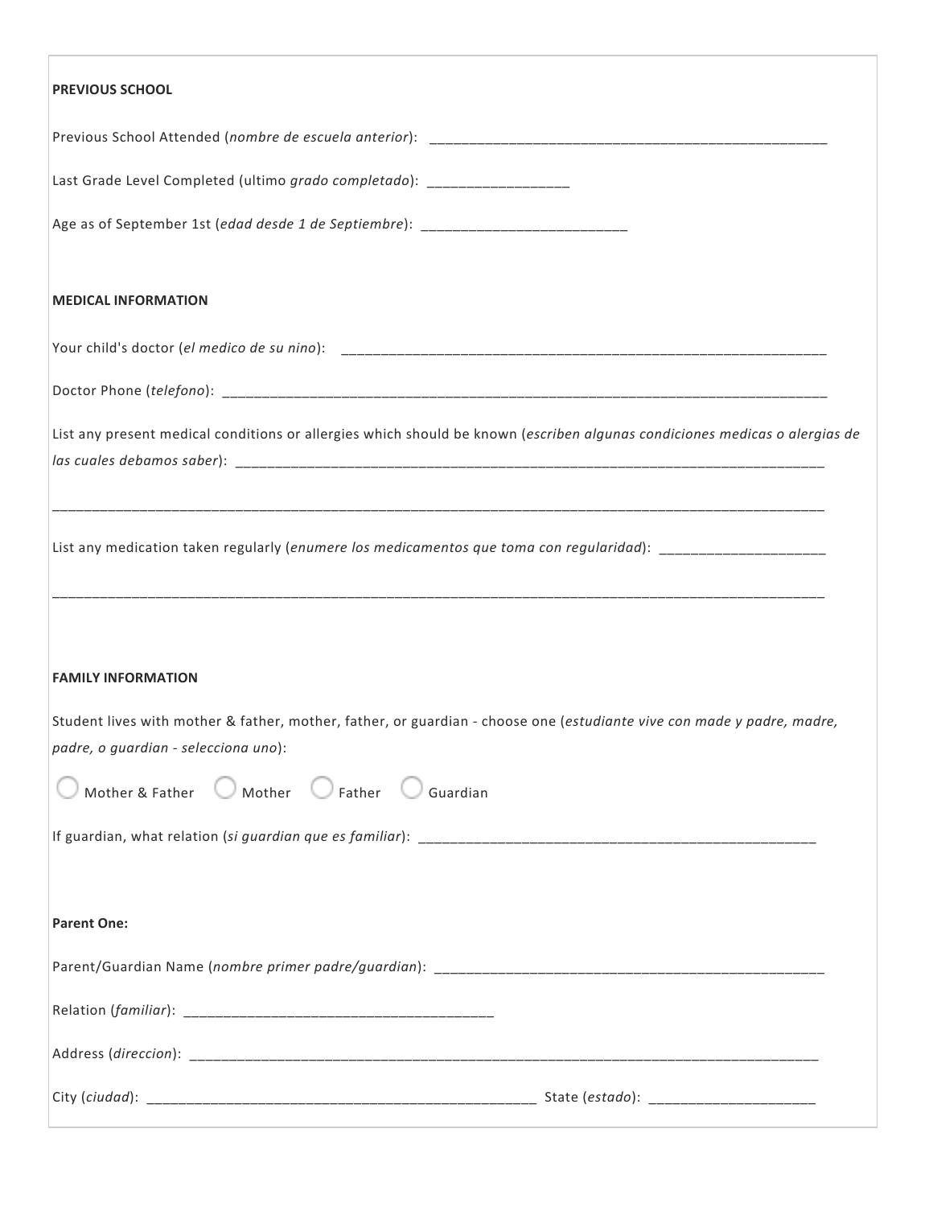**PREVIOUS SCHOOL**

Previous School Attended (*nombre de escuela anterior*): ___________________________________________________

Last Grade Level Completed (ultimo *grado completado*): __________________

Age as of September 1st (*edad desde 1 de Septiembre*): __________________________

**MEDICAL INFORMATION**

Your child's doctor (*el medico de su nino*): _________________________________________________________________

Doctor Phone (*telefono*): _______________________________________________________________________________

List any present medical conditions or allergies which should be known (*escriben algunas condiciones medicas o alergias de las cuales debamos saber*): _______________________________________________________________________________

_____________________________________________________________________________________________________

List any medication taken regularly (*enumere los medicamentos que toma con regularidad*): _____________________

_____________________________________________________________________________________________________

**FAMILY INFORMATION**

Student lives with mother & father, mother, father, or guardian - choose one (*estudiante vive con made y padre, madre, padre, o guardian - selecciona uno*):

○ Mother & Father ○ Mother ○ Father ○ Guardian

If guardian, what relation (*si guardian que es familiar*): ____________________________________________________

**Parent One:**

Parent/Guardian Name (*nombre primer padre/guardian*): ___________________________________________________

Relation (*familiar*): ________________________________________

Address (*direccion*): __________________________________________________________________________________

City (*ciudad*): __________________________________________________ State (*estado*): _____________________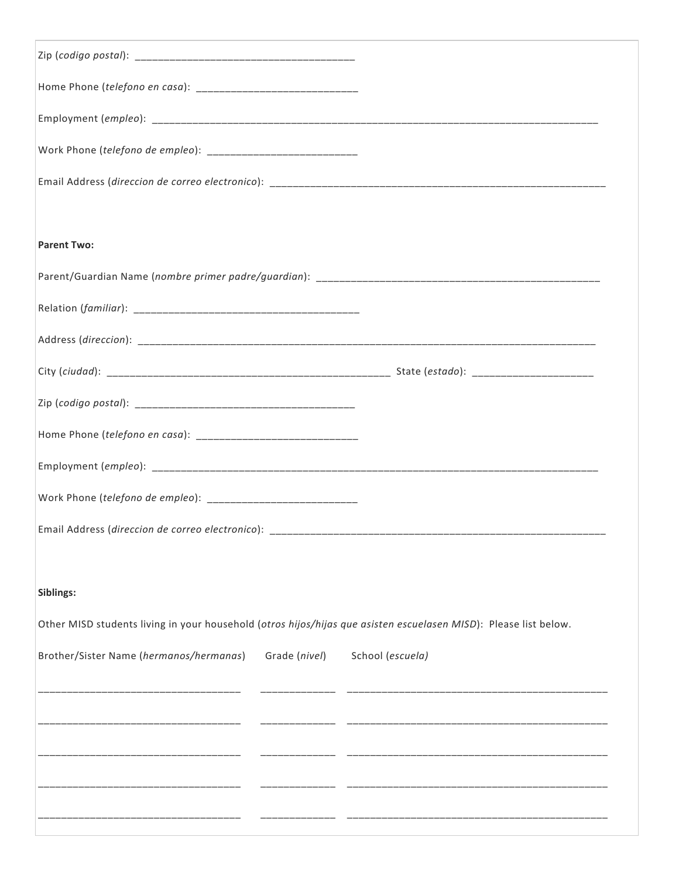Zip (*codigo postal*): _____________________________________

Home Phone (*telefono en casa*): ____________________________

Employment (*empleo*): ________________________________________________________________________________

Work Phone (*telefono de empleo*): __________________________

Email Address (*direccion de correo electronico*): ____________________________________________________________

**Parent Two:**

Parent/Guardian Name (*nombre primer padre/guardian*): __________________________________________________

Relation (*familiar*): _______________________________________

Address (*direccion*): ________________________________________________________________________________

City (*ciudad*): __________________________________________________ State (*estado*): _____________________

Zip (*codigo postal*): _____________________________________

Home Phone (*telefono en casa*): ____________________________

Employment (*empleo*): ________________________________________________________________________________

Work Phone (*telefono de empleo*): __________________________

Email Address (*direccion de correo electronico*): ____________________________________________________________

**Siblings:**

Other MISD students living in your household (*otros hijos/hijas que asisten escuelasen MISD*): Please list below.

| Brother/Sister Name (*hermanos/hermanas*) | Grade (*nivel*) | School (*escuela)* |
| --- | --- | --- |
| | | |
| | | |
| | | |
| | | |
| | | |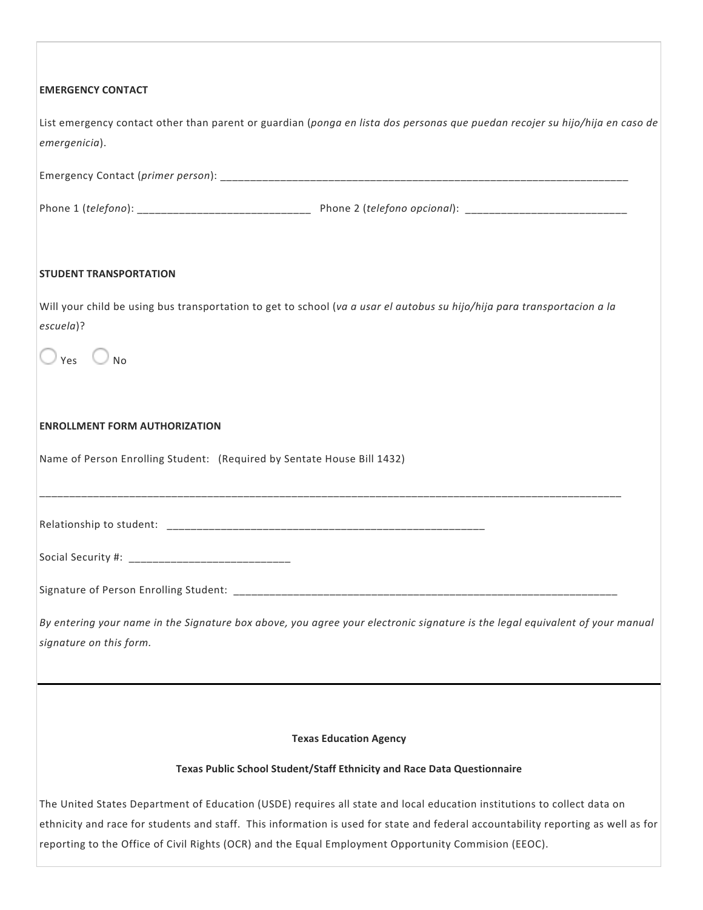**EMERGENCY CONTACT**

List emergency contact other than parent or guardian (*ponga en lista dos personas que puedan recojer su hijo/hija en caso de emergenicia*).

Emergency Contact (*primer person*): ______________________________________________________________________

Phone 1 (*telefono*): ____________________________ Phone 2 (*telefono opcional*): __________________________

**STUDENT TRANSPORTATION**

Will your child be using bus transportation to get to school (*va a usar el autobus su hijo/hija para transportacion a la escuela*)?

◯ Yes ◯ No

**ENROLLMENT FORM AUTHORIZATION**

Name of Person Enrolling Student: (Required by Sentate House Bill 1432)

______________________________________________________________________________________________

Relationship to student: ____________________________________________________

Social Security #: __________________________

Signature of Person Enrolling Student: ______________________________________________________________

*By entering your name in the Signature box above, you agree your electronic signature is the legal equivalent of your manual signature on this form.*

---

**Texas Education Agency**

**Texas Public School Student/Staff Ethnicity and Race Data Questionnaire**

The United States Department of Education (USDE) requires all state and local education institutions to collect data on ethnicity and race for students and staff. This information is used for state and federal accountability reporting as well as for reporting to the Office of Civil Rights (OCR) and the Equal Employment Opportunity Commision (EEOC).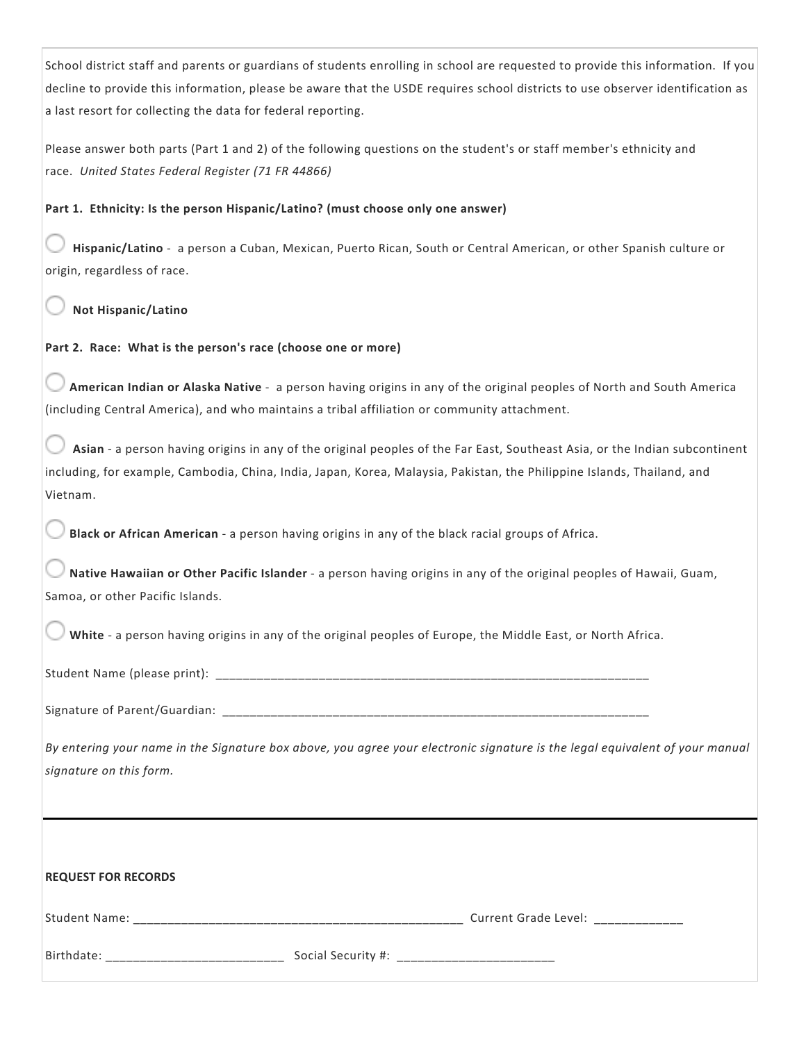School district staff and parents or guardians of students enrolling in school are requested to provide this information. If you decline to provide this information, please be aware that the USDE requires school districts to use observer identification as a last resort for collecting the data for federal reporting.

Please answer both parts (Part 1 and 2) of the following questions on the student's or staff member's ethnicity and race. *United States Federal Register (71 FR 44866)*

**Part 1. Ethnicity: Is the person Hispanic/Latino? (must choose only one answer)**

- ◯ **Hispanic/Latino** - a person a Cuban, Mexican, Puerto Rican, South or Central American, or other Spanish culture or origin, regardless of race.
- ◯ **Not Hispanic/Latino**

**Part 2. Race: What is the person's race (choose one or more)**

- ◯ **American Indian or Alaska Native** - a person having origins in any of the original peoples of North and South America (including Central America), and who maintains a tribal affiliation or community attachment.
- ◯ **Asian** - a person having origins in any of the original peoples of the Far East, Southeast Asia, or the Indian subcontinent including, for example, Cambodia, China, India, Japan, Korea, Malaysia, Pakistan, the Philippine Islands, Thailand, and Vietnam.
- ◯ **Black or African American** - a person having origins in any of the black racial groups of Africa.
- ◯ **Native Hawaiian or Other Pacific Islander** - a person having origins in any of the original peoples of Hawaii, Guam, Samoa, or other Pacific Islands.
- ◯ **White** - a person having origins in any of the original peoples of Europe, the Middle East, or North Africa.

Student Name (please print): ________________________________________________________________

Signature of Parent/Guardian: ________________________________________________________________

*By entering your name in the Signature box above, you agree your electronic signature is the legal equivalent of your manual signature on this form.*

---

**REQUEST FOR RECORDS**

Student Name: _________________________________________________ Current Grade Level: _____________

Birthdate: __________________________ Social Security #: _______________________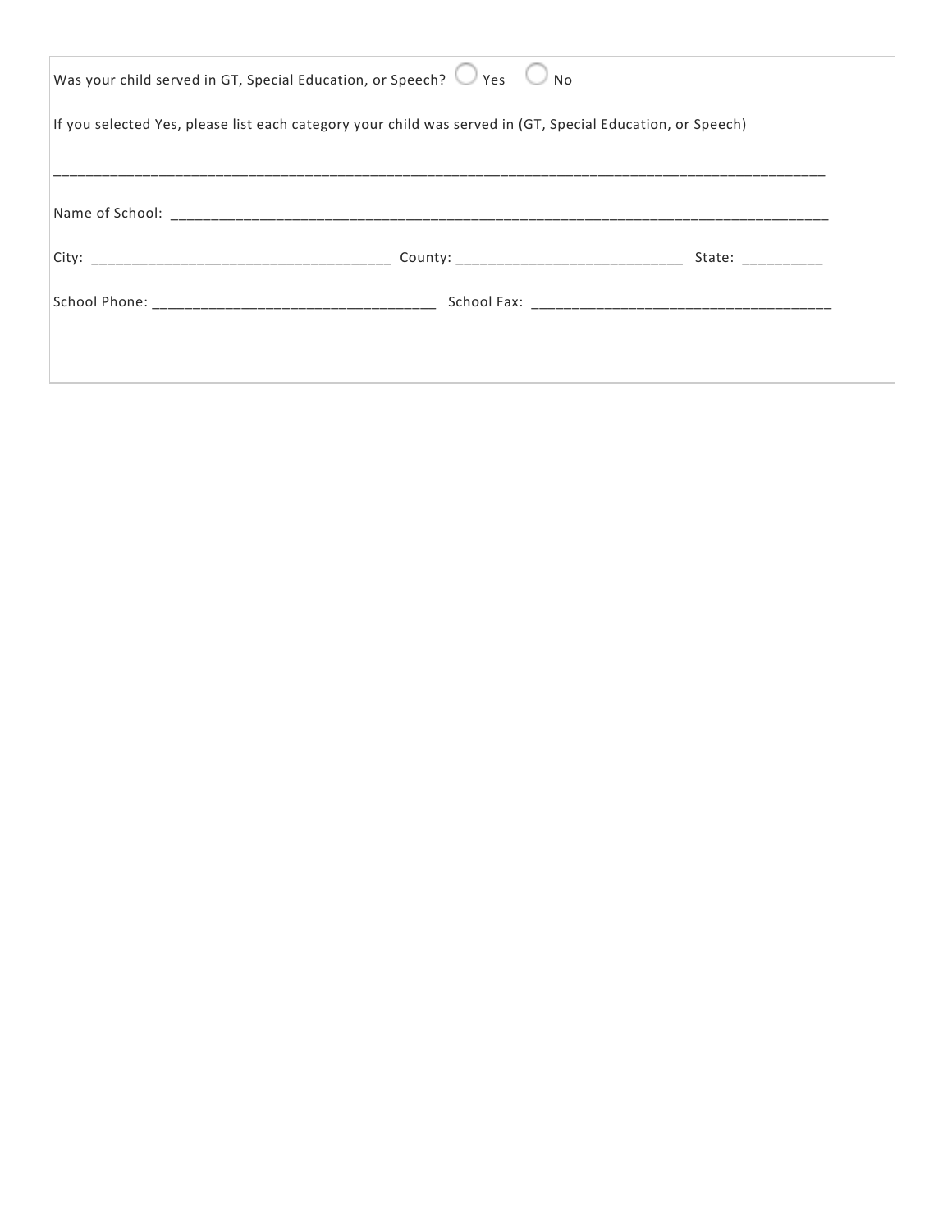Was your child served in GT, Special Education, or Speech? ○ Yes ○ No

If you selected Yes, please list each category your child was served in (GT, Special Education, or Speech)

______________________________________________________________________________________________

Name of School: ____________________________________________________________________________________

City: ___________________________________ County: ___________________________ State: __________

School Phone: _________________________________ School Fax: ___________________________________